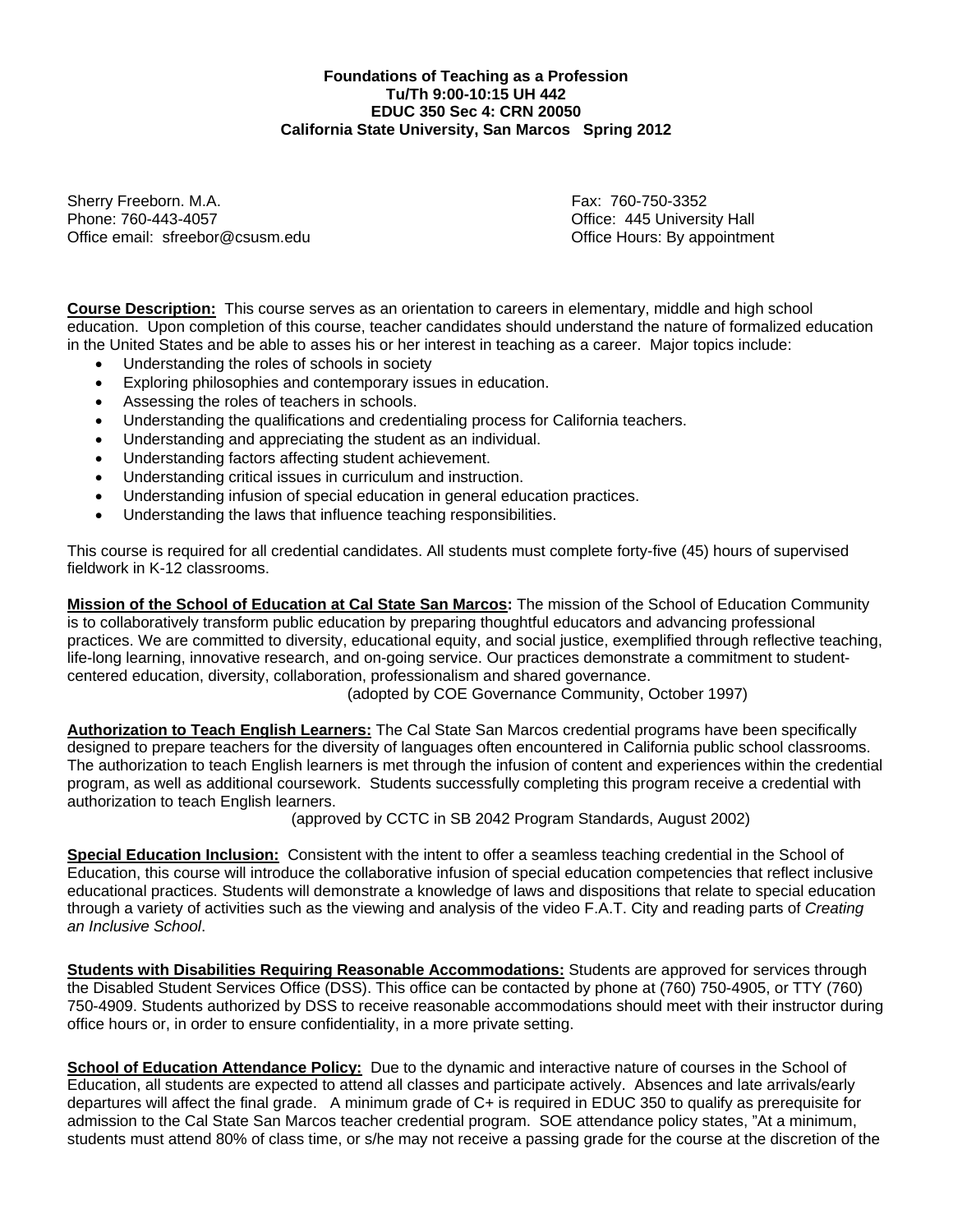**Foundations of Teaching as a Profession**
**Tu/Th 9:00-10:15 UH 442**
**EDUC 350 Sec 4: CRN 20050**
**California State University, San Marcos Spring 2012**

Sherry Freeborn. M.A.
Phone: 760-443-4057
Office email: sfreebor@csusm.edu

Fax: 760-750-3352
Office: 445 University Hall
Office Hours: By appointment

**Course Description:** This course serves as an orientation to careers in elementary, middle and high school education. Upon completion of this course, teacher candidates should understand the nature of formalized education in the United States and be able to asses his or her interest in teaching as a career. Major topics include:

- Understanding the roles of schools in society
- Exploring philosophies and contemporary issues in education.
- Assessing the roles of teachers in schools.
- Understanding the qualifications and credentialing process for California teachers.
- Understanding and appreciating the student as an individual.
- Understanding factors affecting student achievement.
- Understanding critical issues in curriculum and instruction.
- Understanding infusion of special education in general education practices.
- Understanding the laws that influence teaching responsibilities.

This course is required for all credential candidates. All students must complete forty-five (45) hours of supervised fieldwork in K-12 classrooms.

**Mission of the School of Education at Cal State San Marcos:** The mission of the School of Education Community is to collaboratively transform public education by preparing thoughtful educators and advancing professional practices. We are committed to diversity, educational equity, and social justice, exemplified through reflective teaching, life-long learning, innovative research, and on-going service. Our practices demonstrate a commitment to student-centered education, diversity, collaboration, professionalism and shared governance.
(adopted by COE Governance Community, October 1997)

**Authorization to Teach English Learners:** The Cal State San Marcos credential programs have been specifically designed to prepare teachers for the diversity of languages often encountered in California public school classrooms. The authorization to teach English learners is met through the infusion of content and experiences within the credential program, as well as additional coursework. Students successfully completing this program receive a credential with authorization to teach English learners.
(approved by CCTC in SB 2042 Program Standards, August 2002)

**Special Education Inclusion:** Consistent with the intent to offer a seamless teaching credential in the School of Education, this course will introduce the collaborative infusion of special education competencies that reflect inclusive educational practices. Students will demonstrate a knowledge of laws and dispositions that relate to special education through a variety of activities such as the viewing and analysis of the video F.A.T. City and reading parts of *Creating an Inclusive School*.

**Students with Disabilities Requiring Reasonable Accommodations:** Students are approved for services through the Disabled Student Services Office (DSS). This office can be contacted by phone at (760) 750-4905, or TTY (760) 750-4909. Students authorized by DSS to receive reasonable accommodations should meet with their instructor during office hours or, in order to ensure confidentiality, in a more private setting.

**School of Education Attendance Policy:** Due to the dynamic and interactive nature of courses in the School of Education, all students are expected to attend all classes and participate actively. Absences and late arrivals/early departures will affect the final grade. A minimum grade of C+ is required in EDUC 350 to qualify as prerequisite for admission to the Cal State San Marcos teacher credential program. SOE attendance policy states, "At a minimum, students must attend 80% of class time, or s/he may not receive a passing grade for the course at the discretion of the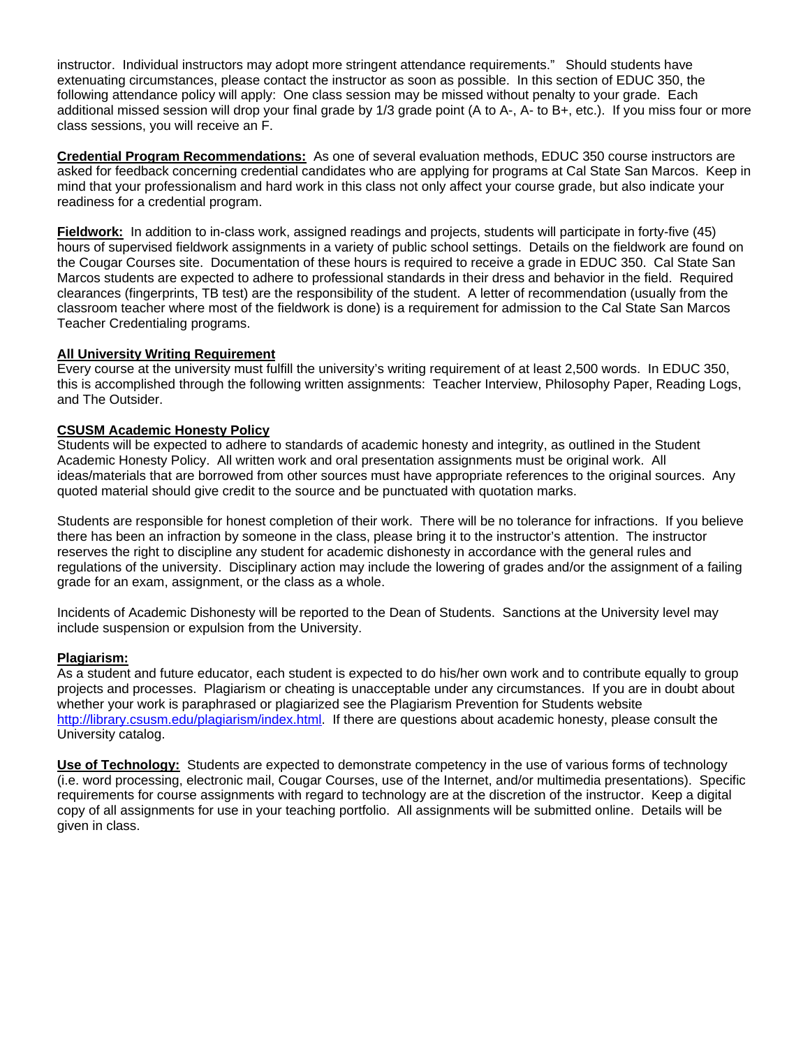instructor. Individual instructors may adopt more stringent attendance requirements." Should students have extenuating circumstances, please contact the instructor as soon as possible. In this section of EDUC 350, the following attendance policy will apply: One class session may be missed without penalty to your grade. Each additional missed session will drop your final grade by 1/3 grade point (A to A-, A- to B+, etc.). If you miss four or more class sessions, you will receive an F.

**Credential Program Recommendations:** As one of several evaluation methods, EDUC 350 course instructors are asked for feedback concerning credential candidates who are applying for programs at Cal State San Marcos. Keep in mind that your professionalism and hard work in this class not only affect your course grade, but also indicate your readiness for a credential program.

**Fieldwork:** In addition to in-class work, assigned readings and projects, students will participate in forty-five (45) hours of supervised fieldwork assignments in a variety of public school settings. Details on the fieldwork are found on the Cougar Courses site. Documentation of these hours is required to receive a grade in EDUC 350. Cal State San Marcos students are expected to adhere to professional standards in their dress and behavior in the field. Required clearances (fingerprints, TB test) are the responsibility of the student. A letter of recommendation (usually from the classroom teacher where most of the fieldwork is done) is a requirement for admission to the Cal State San Marcos Teacher Credentialing programs.

**All University Writing Requirement**

Every course at the university must fulfill the university's writing requirement of at least 2,500 words. In EDUC 350, this is accomplished through the following written assignments: Teacher Interview, Philosophy Paper, Reading Logs, and The Outsider.

**CSUSM Academic Honesty Policy**

Students will be expected to adhere to standards of academic honesty and integrity, as outlined in the Student Academic Honesty Policy. All written work and oral presentation assignments must be original work. All ideas/materials that are borrowed from other sources must have appropriate references to the original sources. Any quoted material should give credit to the source and be punctuated with quotation marks.

Students are responsible for honest completion of their work. There will be no tolerance for infractions. If you believe there has been an infraction by someone in the class, please bring it to the instructor's attention. The instructor reserves the right to discipline any student for academic dishonesty in accordance with the general rules and regulations of the university. Disciplinary action may include the lowering of grades and/or the assignment of a failing grade for an exam, assignment, or the class as a whole.

Incidents of Academic Dishonesty will be reported to the Dean of Students. Sanctions at the University level may include suspension or expulsion from the University.

**Plagiarism:**

As a student and future educator, each student is expected to do his/her own work and to contribute equally to group projects and processes. Plagiarism or cheating is unacceptable under any circumstances. If you are in doubt about whether your work is paraphrased or plagiarized see the Plagiarism Prevention for Students website http://library.csusm.edu/plagiarism/index.html. If there are questions about academic honesty, please consult the University catalog.

**Use of Technology:** Students are expected to demonstrate competency in the use of various forms of technology (i.e. word processing, electronic mail, Cougar Courses, use of the Internet, and/or multimedia presentations). Specific requirements for course assignments with regard to technology are at the discretion of the instructor. Keep a digital copy of all assignments for use in your teaching portfolio. All assignments will be submitted online. Details will be given in class.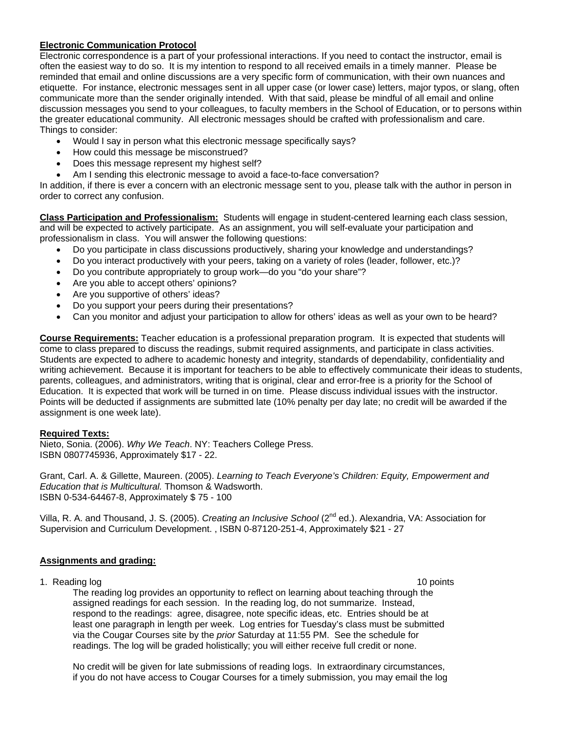**Electronic Communication Protocol**

Electronic correspondence is a part of your professional interactions. If you need to contact the instructor, email is often the easiest way to do so. It is my intention to respond to all received emails in a timely manner. Please be reminded that email and online discussions are a very specific form of communication, with their own nuances and etiquette. For instance, electronic messages sent in all upper case (or lower case) letters, major typos, or slang, often communicate more than the sender originally intended. With that said, please be mindful of all email and online discussion messages you send to your colleagues, to faculty members in the School of Education, or to persons within the greater educational community. All electronic messages should be crafted with professionalism and care.

Things to consider:

- Would I say in person what this electronic message specifically says?
- How could this message be misconstrued?
- Does this message represent my highest self?
- Am I sending this electronic message to avoid a face-to-face conversation?

In addition, if there is ever a concern with an electronic message sent to you, please talk with the author in person in order to correct any confusion.

**Class Participation and Professionalism:** Students will engage in student-centered learning each class session, and will be expected to actively participate. As an assignment, you will self-evaluate your participation and professionalism in class. You will answer the following questions:

- Do you participate in class discussions productively, sharing your knowledge and understandings?
- Do you interact productively with your peers, taking on a variety of roles (leader, follower, etc.)?
- Do you contribute appropriately to group work—do you "do your share"?
- Are you able to accept others' opinions?
- Are you supportive of others' ideas?
- Do you support your peers during their presentations?
- Can you monitor and adjust your participation to allow for others' ideas as well as your own to be heard?

**Course Requirements:** Teacher education is a professional preparation program. It is expected that students will come to class prepared to discuss the readings, submit required assignments, and participate in class activities. Students are expected to adhere to academic honesty and integrity, standards of dependability, confidentiality and writing achievement. Because it is important for teachers to be able to effectively communicate their ideas to students, parents, colleagues, and administrators, writing that is original, clear and error-free is a priority for the School of Education. It is expected that work will be turned in on time. Please discuss individual issues with the instructor. Points will be deducted if assignments are submitted late (10% penalty per day late; no credit will be awarded if the assignment is one week late).

**Required Texts:**

Nieto, Sonia. (2006). *Why We Teach*. NY: Teachers College Press.
ISBN 0807745936, Approximately $17 - 22.

Grant, Carl. A. & Gillette, Maureen. (2005). *Learning to Teach Everyone's Children: Equity, Empowerment and Education that is Multicultural.* Thomson & Wadsworth.
ISBN 0-534-64467-8, Approximately $ 75 - 100

Villa, R. A. and Thousand, J. S. (2005). *Creating an Inclusive School* (2nd ed.). Alexandria, VA: Association for Supervision and Curriculum Development. , ISBN 0-87120-251-4, Approximately $21 - 27

**Assignments and grading:**

1. Reading log — 10 points

   The reading log provides an opportunity to reflect on learning about teaching through the assigned readings for each session. In the reading log, do not summarize. Instead, respond to the readings: agree, disagree, note specific ideas, etc. Entries should be at least one paragraph in length per week. Log entries for Tuesday's class must be submitted via the Cougar Courses site by the *prior* Saturday at 11:55 PM. See the schedule for readings. The log will be graded holistically; you will either receive full credit or none.

   No credit will be given for late submissions of reading logs. In extraordinary circumstances, if you do not have access to Cougar Courses for a timely submission, you may email the log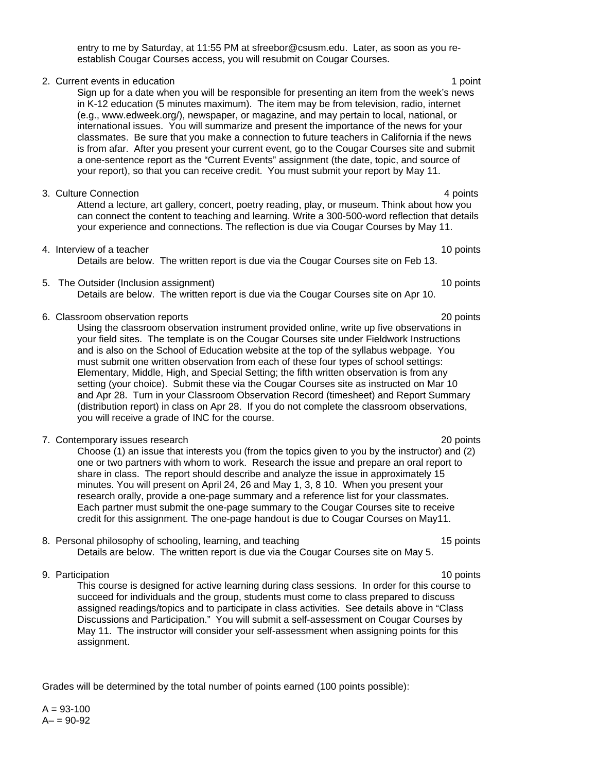entry to me by Saturday, at 11:55 PM at sfreebor@csusm.edu. Later, as soon as you re-establish Cougar Courses access, you will resubmit on Cougar Courses.

2. Current events in education — 1 point

   Sign up for a date when you will be responsible for presenting an item from the week's news in K-12 education (5 minutes maximum). The item may be from television, radio, internet (e.g., www.edweek.org/), newspaper, or magazine, and may pertain to local, national, or international issues. You will summarize and present the importance of the news for your classmates. Be sure that you make a connection to future teachers in California if the news is from afar. After you present your current event, go to the Cougar Courses site and submit a one-sentence report as the "Current Events" assignment (the date, topic, and source of your report), so that you can receive credit. You must submit your report by May 11.

3. Culture Connection — 4 points

   Attend a lecture, art gallery, concert, poetry reading, play, or museum. Think about how you can connect the content to teaching and learning. Write a 300-500-word reflection that details your experience and connections. The reflection is due via Cougar Courses by May 11.

4. Interview of a teacher — 10 points

   Details are below. The written report is due via the Cougar Courses site on Feb 13.

5. The Outsider (Inclusion assignment) — 10 points

   Details are below. The written report is due via the Cougar Courses site on Apr 10.

6. Classroom observation reports — 20 points

   Using the classroom observation instrument provided online, write up five observations in your field sites. The template is on the Cougar Courses site under Fieldwork Instructions and is also on the School of Education website at the top of the syllabus webpage. You must submit one written observation from each of these four types of school settings: Elementary, Middle, High, and Special Setting; the fifth written observation is from any setting (your choice). Submit these via the Cougar Courses site as instructed on Mar 10 and Apr 28. Turn in your Classroom Observation Record (timesheet) and Report Summary (distribution report) in class on Apr 28. If you do not complete the classroom observations, you will receive a grade of INC for the course.

7. Contemporary issues research — 20 points

   Choose (1) an issue that interests you (from the topics given to you by the instructor) and (2) one or two partners with whom to work. Research the issue and prepare an oral report to share in class. The report should describe and analyze the issue in approximately 15 minutes. You will present on April 24, 26 and May 1, 3, 8 10. When you present your research orally, provide a one-page summary and a reference list for your classmates. Each partner must submit the one-page summary to the Cougar Courses site to receive credit for this assignment. The one-page handout is due to Cougar Courses on May11.

8. Personal philosophy of schooling, learning, and teaching — 15 points

   Details are below. The written report is due via the Cougar Courses site on May 5.

9. Participation — 10 points

   This course is designed for active learning during class sessions. In order for this course to succeed for individuals and the group, students must come to class prepared to discuss assigned readings/topics and to participate in class activities. See details above in "Class Discussions and Participation." You will submit a self-assessment on Cougar Courses by May 11. The instructor will consider your self-assessment when assigning points for this assignment.

Grades will be determined by the total number of points earned (100 points possible):

A = 93-100
A– = 90-92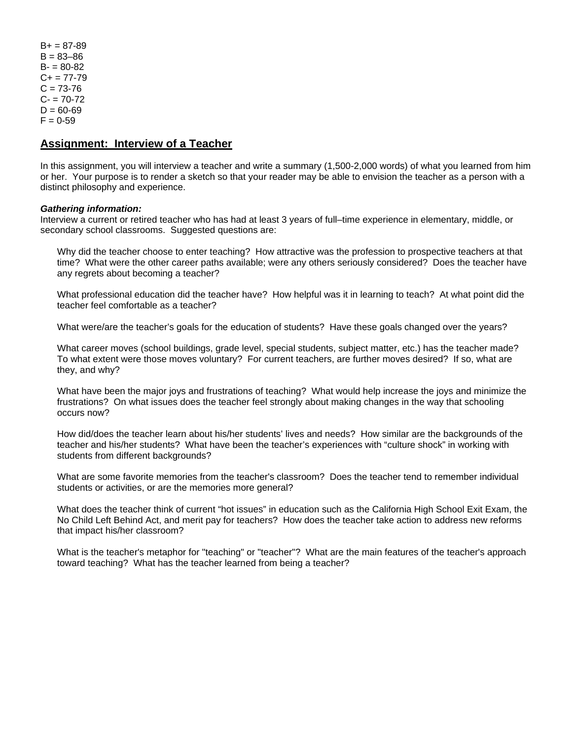B+ = 87-89
B = 83–86
B- = 80-82
C+ = 77-79
C = 73-76
C- = 70-72
D = 60-69
F = 0-59

## Assignment: Interview of a Teacher

In this assignment, you will interview a teacher and write a summary (1,500-2,000 words) of what you learned from him or her. Your purpose is to render a sketch so that your reader may be able to envision the teacher as a person with a distinct philosophy and experience.

***Gathering information:***
Interview a current or retired teacher who has had at least 3 years of full–time experience in elementary, middle, or secondary school classrooms. Suggested questions are:

> Why did the teacher choose to enter teaching? How attractive was the profession to prospective teachers at that time? What were the other career paths available; were any others seriously considered? Does the teacher have any regrets about becoming a teacher?
>
> What professional education did the teacher have? How helpful was it in learning to teach? At what point did the teacher feel comfortable as a teacher?
>
> What were/are the teacher's goals for the education of students? Have these goals changed over the years?
>
> What career moves (school buildings, grade level, special students, subject matter, etc.) has the teacher made? To what extent were those moves voluntary? For current teachers, are further moves desired? If so, what are they, and why?
>
> What have been the major joys and frustrations of teaching? What would help increase the joys and minimize the frustrations? On what issues does the teacher feel strongly about making changes in the way that schooling occurs now?
>
> How did/does the teacher learn about his/her students' lives and needs? How similar are the backgrounds of the teacher and his/her students? What have been the teacher's experiences with "culture shock" in working with students from different backgrounds?
>
> What are some favorite memories from the teacher's classroom? Does the teacher tend to remember individual students or activities, or are the memories more general?
>
> What does the teacher think of current "hot issues" in education such as the California High School Exit Exam, the No Child Left Behind Act, and merit pay for teachers? How does the teacher take action to address new reforms that impact his/her classroom?
>
> What is the teacher's metaphor for "teaching" or "teacher"? What are the main features of the teacher's approach toward teaching? What has the teacher learned from being a teacher?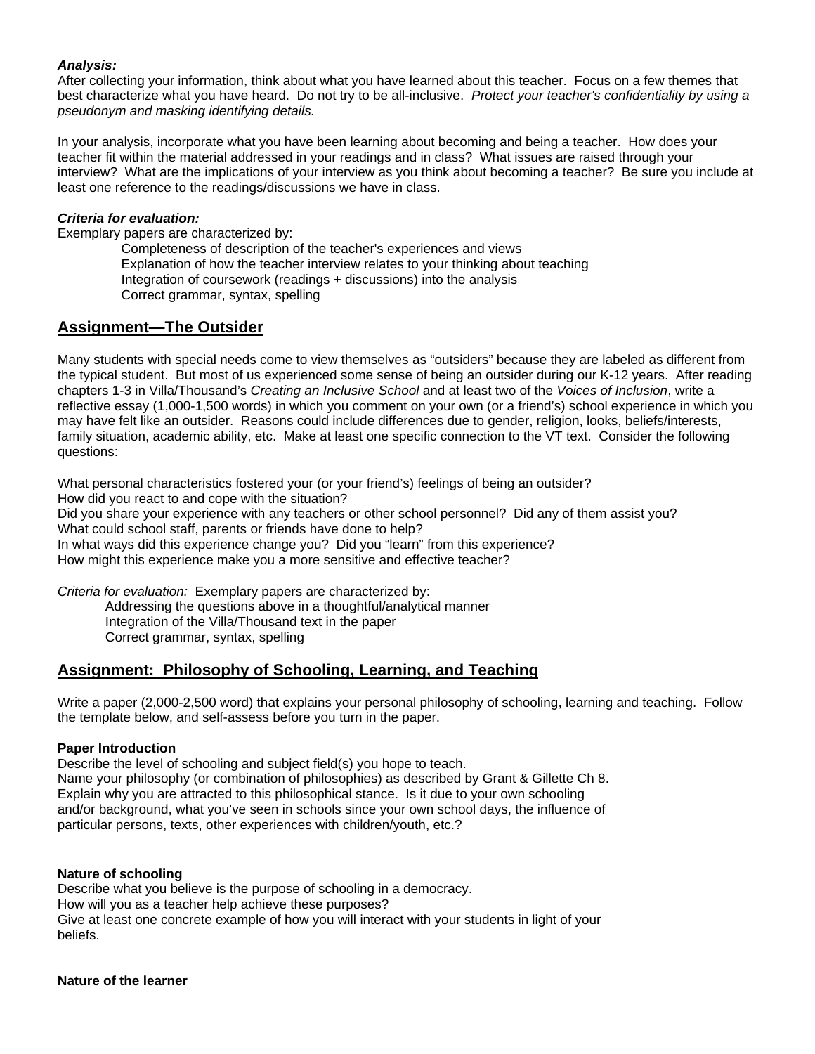***Analysis:***
After collecting your information, think about what you have learned about this teacher. Focus on a few themes that best characterize what you have heard. Do not try to be all-inclusive. *Protect your teacher's confidentiality by using a pseudonym and masking identifying details.*

In your analysis, incorporate what you have been learning about becoming and being a teacher. How does your teacher fit within the material addressed in your readings and in class? What issues are raised through your interview? What are the implications of your interview as you think about becoming a teacher? Be sure you include at least one reference to the readings/discussions we have in class.

***Criteria for evaluation:***
Exemplary papers are characterized by:

- Completeness of description of the teacher's experiences and views
- Explanation of how the teacher interview relates to your thinking about teaching
- Integration of coursework (readings + discussions) into the analysis
- Correct grammar, syntax, spelling

## Assignment—The Outsider

Many students with special needs come to view themselves as "outsiders" because they are labeled as different from the typical student. But most of us experienced some sense of being an outsider during our K-12 years. After reading chapters 1-3 in Villa/Thousand's *Creating an Inclusive School* and at least two of the *Voices of Inclusion*, write a reflective essay (1,000-1,500 words) in which you comment on your own (or a friend's) school experience in which you may have felt like an outsider. Reasons could include differences due to gender, religion, looks, beliefs/interests, family situation, academic ability, etc. Make at least one specific connection to the VT text. Consider the following questions:

What personal characteristics fostered your (or your friend's) feelings of being an outsider?
How did you react to and cope with the situation?
Did you share your experience with any teachers or other school personnel? Did any of them assist you?
What could school staff, parents or friends have done to help?
In what ways did this experience change you? Did you "learn" from this experience?
How might this experience make you a more sensitive and effective teacher?

*Criteria for evaluation:* Exemplary papers are characterized by:

- Addressing the questions above in a thoughtful/analytical manner
- Integration of the Villa/Thousand text in the paper
- Correct grammar, syntax, spelling

## Assignment: Philosophy of Schooling, Learning, and Teaching

Write a paper (2,000-2,500 word) that explains your personal philosophy of schooling, learning and teaching. Follow the template below, and self-assess before you turn in the paper.

**Paper Introduction**
Describe the level of schooling and subject field(s) you hope to teach.
Name your philosophy (or combination of philosophies) as described by Grant & Gillette Ch 8.
Explain why you are attracted to this philosophical stance. Is it due to your own schooling and/or background, what you've seen in schools since your own school days, the influence of particular persons, texts, other experiences with children/youth, etc.?

**Nature of schooling**
Describe what you believe is the purpose of schooling in a democracy.
How will you as a teacher help achieve these purposes?
Give at least one concrete example of how you will interact with your students in light of your beliefs.

**Nature of the learner**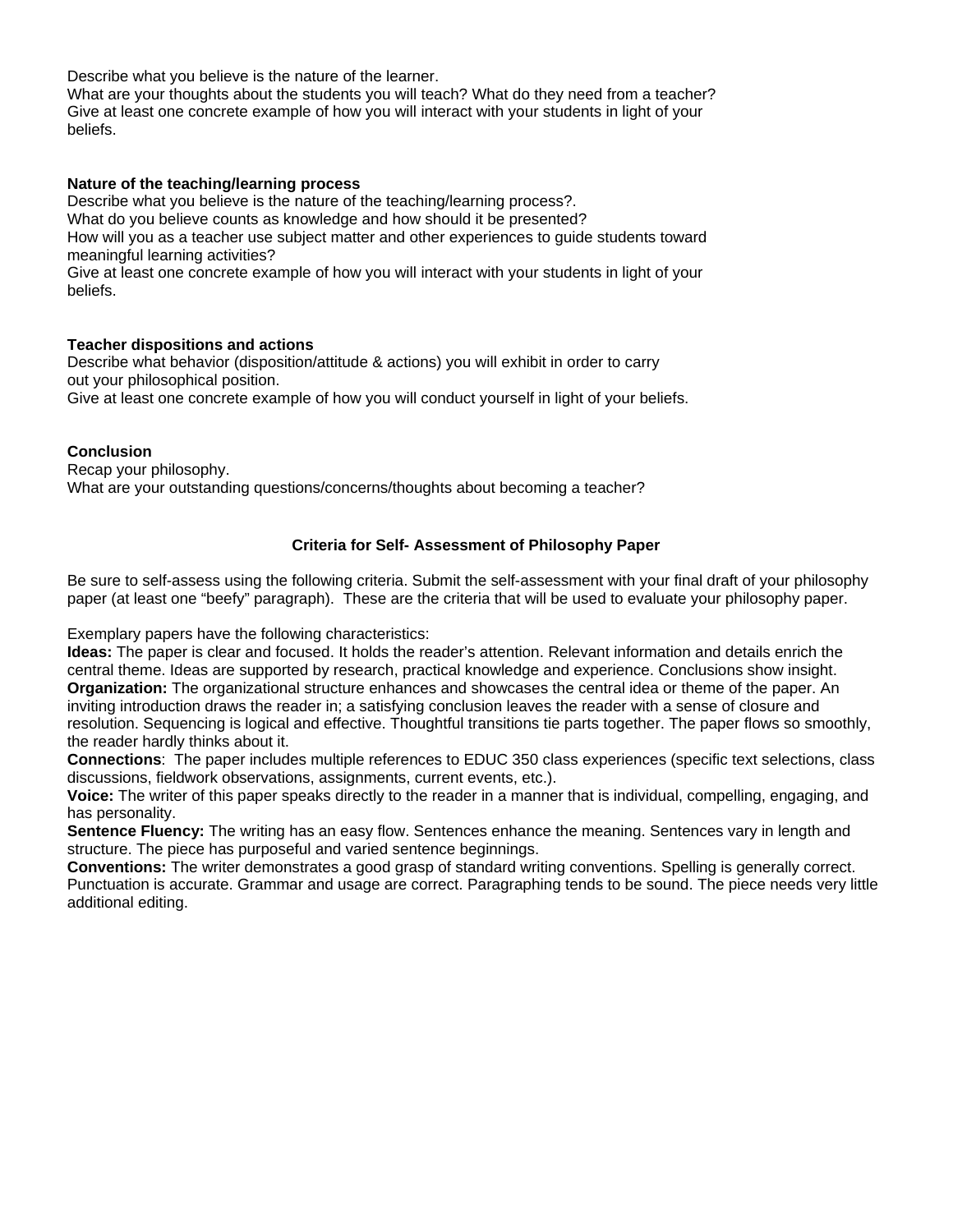Describe what you believe is the nature of the learner.
What are your thoughts about the students you will teach? What do they need from a teacher?
Give at least one concrete example of how you will interact with your students in light of your beliefs.

**Nature of the teaching/learning process**
Describe what you believe is the nature of the teaching/learning process?.
What do you believe counts as knowledge and how should it be presented?
How will you as a teacher use subject matter and other experiences to guide students toward meaningful learning activities?
Give at least one concrete example of how you will interact with your students in light of your beliefs.

**Teacher dispositions and actions**
Describe what behavior (disposition/attitude & actions) you will exhibit in order to carry out your philosophical position.
Give at least one concrete example of how you will conduct yourself in light of your beliefs.

**Conclusion**
Recap your philosophy.
What are your outstanding questions/concerns/thoughts about becoming a teacher?

### Criteria for Self- Assessment of Philosophy Paper

Be sure to self-assess using the following criteria. Submit the self-assessment with your final draft of your philosophy paper (at least one "beefy" paragraph). These are the criteria that will be used to evaluate your philosophy paper.

Exemplary papers have the following characteristics:
**Ideas:** The paper is clear and focused. It holds the reader's attention. Relevant information and details enrich the central theme. Ideas are supported by research, practical knowledge and experience. Conclusions show insight.
**Organization:** The organizational structure enhances and showcases the central idea or theme of the paper. An inviting introduction draws the reader in; a satisfying conclusion leaves the reader with a sense of closure and resolution. Sequencing is logical and effective. Thoughtful transitions tie parts together. The paper flows so smoothly, the reader hardly thinks about it.
**Connections**: The paper includes multiple references to EDUC 350 class experiences (specific text selections, class discussions, fieldwork observations, assignments, current events, etc.).
**Voice:** The writer of this paper speaks directly to the reader in a manner that is individual, compelling, engaging, and has personality.
**Sentence Fluency:** The writing has an easy flow. Sentences enhance the meaning. Sentences vary in length and structure. The piece has purposeful and varied sentence beginnings.
**Conventions:** The writer demonstrates a good grasp of standard writing conventions. Spelling is generally correct. Punctuation is accurate. Grammar and usage are correct. Paragraphing tends to be sound. The piece needs very little additional editing.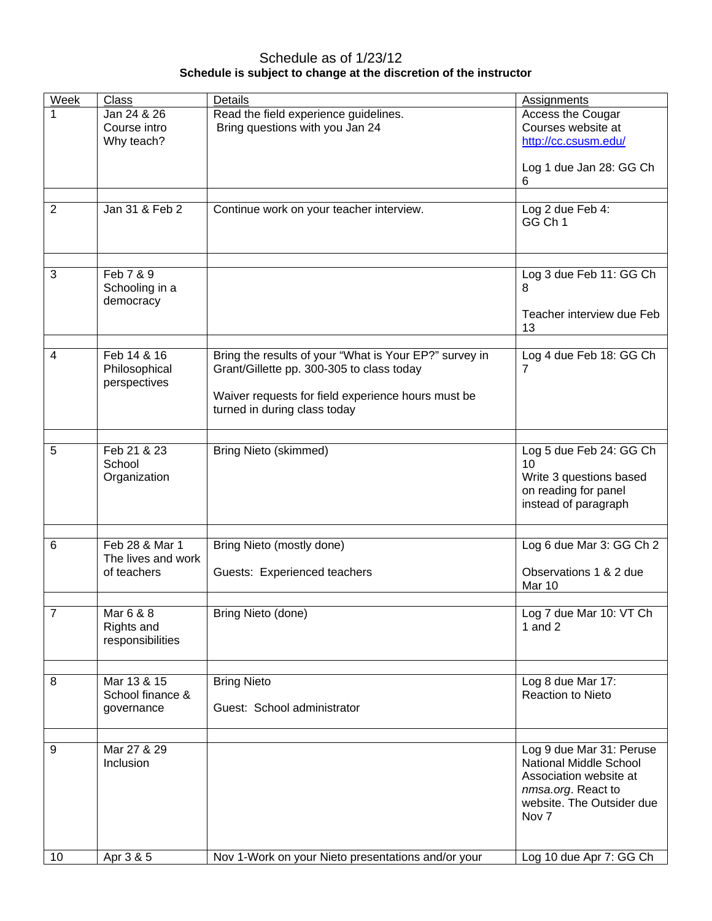Schedule as of 1/23/12

**Schedule is subject to change at the discretion of the instructor**

| Week | Class | Details | Assignments |
|---|---|---|---|
| 1 | Jan 24 & 26<br>Course intro<br>Why teach? | Read the field experience guidelines.<br>Bring questions with you Jan 24 | Access the Cougar Courses website at http://cc.csusm.edu/<br><br>Log 1 due Jan 28: GG Ch 6 |
| | | | |
| 2 | Jan 31 & Feb 2 | Continue work on your teacher interview. | Log 2 due Feb 4:<br>GG Ch 1 |
| | | | |
| 3 | Feb 7 & 9<br>Schooling in a democracy | | Log 3 due Feb 11: GG Ch 8<br><br>Teacher interview due Feb 13 |
| | | | |
| 4 | Feb 14 & 16<br>Philosophical perspectives | Bring the results of your "What is Your EP?" survey in Grant/Gillette pp. 300-305 to class today<br><br>Waiver requests for field experience hours must be turned in during class today | Log 4 due Feb 18: GG Ch 7 |
| | | | |
| 5 | Feb 21 & 23<br>School Organization | Bring Nieto (skimmed) | Log 5 due Feb 24: GG Ch 10<br>Write 3 questions based on reading for panel instead of paragraph |
| | | | |
| 6 | Feb 28 & Mar 1<br>The lives and work of teachers | Bring Nieto (mostly done)<br><br>Guests: Experienced teachers | Log 6 due Mar 3: GG Ch 2<br><br>Observations 1 & 2 due Mar 10 |
| | | | |
| 7 | Mar 6 & 8<br>Rights and responsibilities | Bring Nieto (done) | Log 7 due Mar 10: VT Ch 1 and 2 |
| | | | |
| 8 | Mar 13 & 15<br>School finance & governance | Bring Nieto<br><br>Guest: School administrator | Log 8 due Mar 17:<br>Reaction to Nieto |
| | | | |
| 9 | Mar 27 & 29<br>Inclusion | | Log 9 due Mar 31: Peruse National Middle School Association website at *nmsa.org*. React to website. The Outsider due Nov 7 |
| 10 | Apr 3 & 5 | Nov 1-Work on your Nieto presentations and/or your | Log 10 due Apr 7: GG Ch |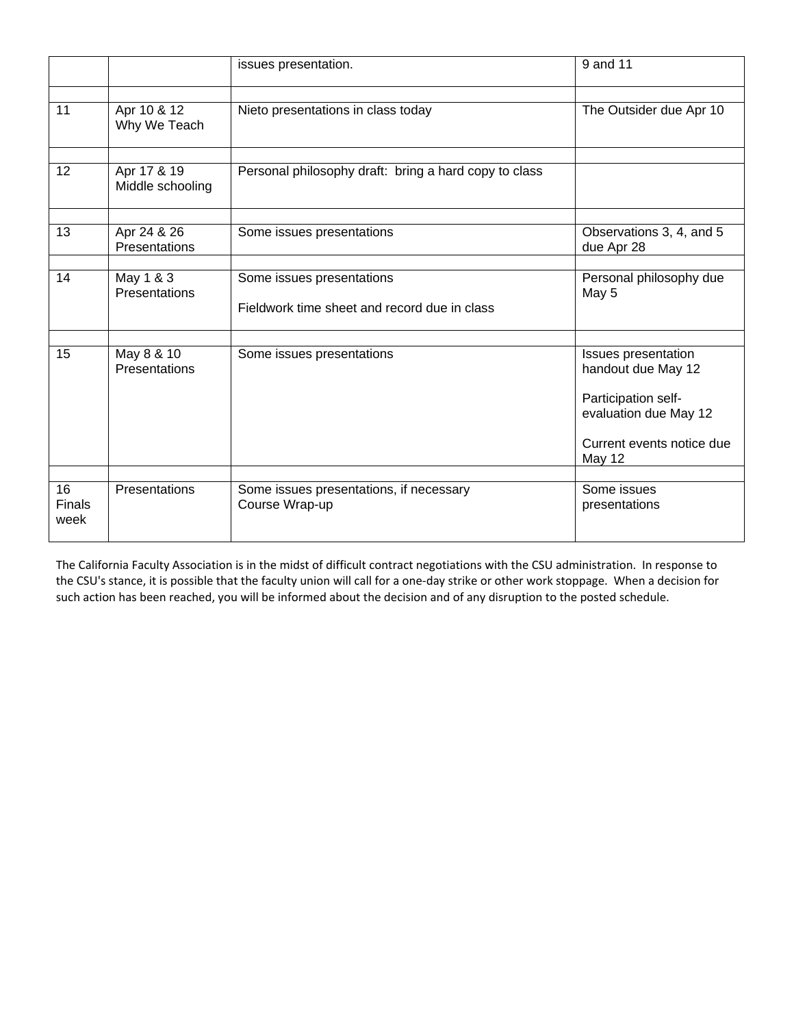| | | | |
|---|---|---|---|
| | | issues presentation. | 9 and 11 |
| | | | |
| 11 | Apr 10 & 12<br>Why We Teach | Nieto presentations in class today | The Outsider due Apr 10 |
| | | | |
| 12 | Apr 17 & 19<br>Middle schooling | Personal philosophy draft: bring a hard copy to class | |
| | | | |
| 13 | Apr 24 & 26<br>Presentations | Some issues presentations | Observations 3, 4, and 5 due Apr 28 |
| | | | |
| 14 | May 1 & 3<br>Presentations | Some issues presentations<br><br>Fieldwork time sheet and record due in class | Personal philosophy due May 5 |
| | | | |
| 15 | May 8 & 10<br>Presentations | Some issues presentations | Issues presentation handout due May 12<br><br>Participation self-evaluation due May 12<br><br>Current events notice due May 12 |
| | | | |
| 16<br>Finals week | Presentations | Some issues presentations, if necessary<br>Course Wrap-up | Some issues presentations |

The California Faculty Association is in the midst of difficult contract negotiations with the CSU administration. In response to the CSU's stance, it is possible that the faculty union will call for a one-day strike or other work stoppage. When a decision for such action has been reached, you will be informed about the decision and of any disruption to the posted schedule.